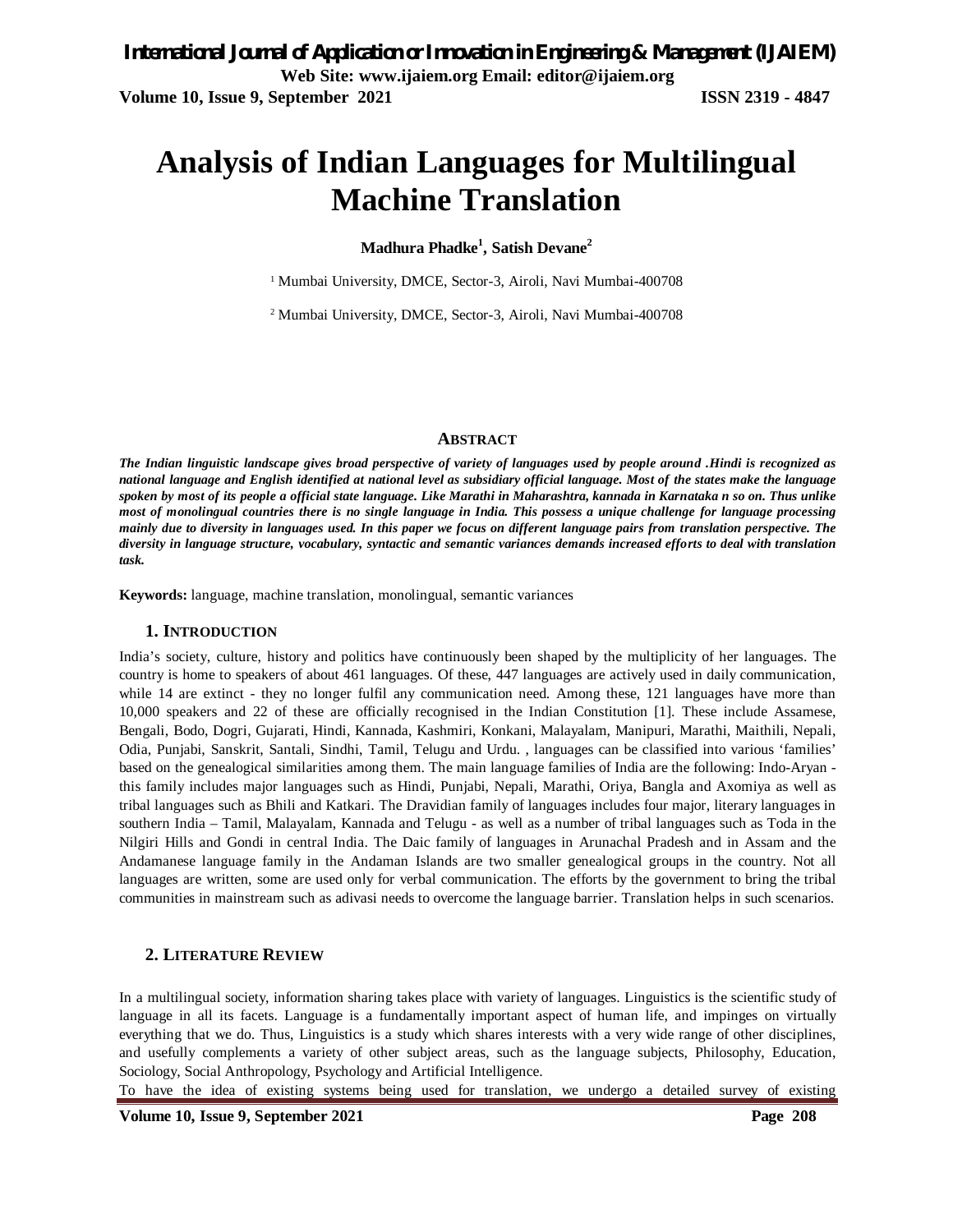# Analysis of Indian Languages for Multilingual Machine Translation

**Madhura Phadke[1], Satish Devane[2]**

[1] Mumbai University, DMCE, Sector-3, Airoli, Navi Mumbai-400708

[2] Mumbai University, DMCE, Sector-3, Airoli, Navi Mumbai-400708

## Abstract

***The Indian linguistic landscape gives broad perspective of variety of languages used by people around .Hindi is recognized as national language and English identified at national level as subsidiary official language. Most of the states make the language spoken by most of its people a official state language. Like Marathi in Maharashtra, kannada in Karnataka n so on. Thus unlike most of monolingual countries there is no single language in India. This possess a unique challenge for language processing mainly due to diversity in languages used. In this paper we focus on different language pairs from translation perspective. The diversity in language structure, vocabulary, syntactic and semantic variances demands increased efforts to deal with translation task.***

**Keywords:** language, machine translation, monolingual, semantic variances

## 1. Introduction

India's society, culture, history and politics have continuously been shaped by the multiplicity of her languages. The country is home to speakers of about 461 languages. Of these, 447 languages are actively used in daily communication, while 14 are extinct - they no longer fulfil any communication need. Among these, 121 languages have more than 10,000 speakers and 22 of these are officially recognised in the Indian Constitution [1]. These include Assamese, Bengali, Bodo, Dogri, Gujarati, Hindi, Kannada, Kashmiri, Konkani, Malayalam, Manipuri, Marathi, Maithili, Nepali, Odia, Punjabi, Sanskrit, Santali, Sindhi, Tamil, Telugu and Urdu. , languages can be classified into various 'families' based on the genealogical similarities among them. The main language families of India are the following: Indo-Aryan - this family includes major languages such as Hindi, Punjabi, Nepali, Marathi, Oriya, Bangla and Axomiya as well as tribal languages such as Bhili and Katkari. The Dravidian family of languages includes four major, literary languages in southern India – Tamil, Malayalam, Kannada and Telugu - as well as a number of tribal languages such as Toda in the Nilgiri Hills and Gondi in central India. The Daic family of languages in Arunachal Pradesh and in Assam and the Andamanese language family in the Andaman Islands are two smaller genealogical groups in the country. Not all languages are written, some are used only for verbal communication. The efforts by the government to bring the tribal communities in mainstream such as adivasi needs to overcome the language barrier. Translation helps in such scenarios.

## 2. Literature Review

In a multilingual society, information sharing takes place with variety of languages. Linguistics is the scientific study of language in all its facets. Language is a fundamentally important aspect of human life, and impinges on virtually everything that we do. Thus, Linguistics is a study which shares interests with a very wide range of other disciplines, and usefully complements a variety of other subject areas, such as the language subjects, Philosophy, Education, Sociology, Social Anthropology, Psychology and Artificial Intelligence.

To have the idea of existing systems being used for translation, we undergo a detailed survey of existing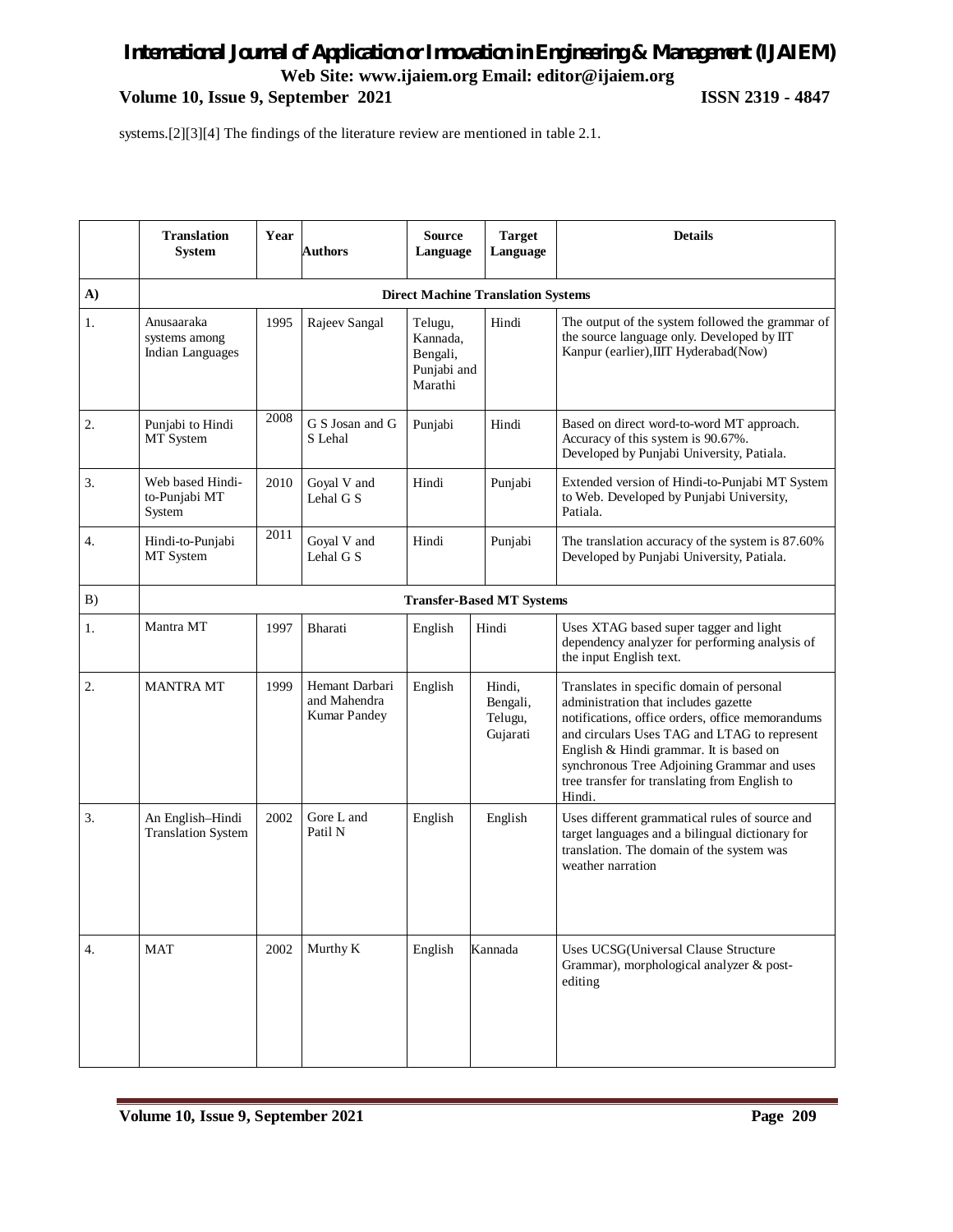systems.[2][3][4] The findings of the literature review are mentioned in table 2.1.

| | Translation System | Year | Authors | Source Language | Target Language | Details |
|---|---|---|---|---|---|---|
| **A)** | **Direct Machine Translation Systems** | | | | | |
| 1. | Anusaaraka systems among Indian Languages | 1995 | Rajeev Sangal | Telugu, Kannada, Bengali, Punjabi and Marathi | Hindi | The output of the system followed the grammar of the source language only. Developed by IIT Kanpur (earlier),IIIT Hyderabad(Now) |
| 2. | Punjabi to Hindi MT System | 2008 | G S Josan and G S Lehal | Punjabi | Hindi | Based on direct word-to-word MT approach. Accuracy of this system is 90.67%. Developed by Punjabi University, Patiala. |
| 3. | Web based Hindi-to-Punjabi MT System | 2010 | Goyal V and Lehal G S | Hindi | Punjabi | Extended version of Hindi-to-Punjabi MT System to Web. Developed by Punjabi University, Patiala. |
| 4. | Hindi-to-Punjabi MT System | 2011 | Goyal V and Lehal G S | Hindi | Punjabi | The translation accuracy of the system is 87.60% Developed by Punjabi University, Patiala. |
| B) | **Transfer-Based MT Systems** | | | | | |
| 1. | Mantra MT | 1997 | Bharati | English | Hindi | Uses XTAG based super tagger and light dependency analyzer for performing analysis of the input English text. |
| 2. | MANTRA MT | 1999 | Hemant Darbari and Mahendra Kumar Pandey | English | Hindi, Bengali, Telugu, Gujarati | Translates in specific domain of personal administration that includes gazette notifications, office orders, office memorandums and circulars Uses TAG and LTAG to represent English & Hindi grammar. It is based on synchronous Tree Adjoining Grammar and uses tree transfer for translating from English to Hindi. |
| 3. | An English–Hindi Translation System | 2002 | Gore L and Patil N | English | English | Uses different grammatical rules of source and target languages and a bilingual dictionary for translation. The domain of the system was weather narration |
| 4. | MAT | 2002 | Murthy K | English | Kannada | Uses UCSG(Universal Clause Structure Grammar), morphological analyzer & post-editing |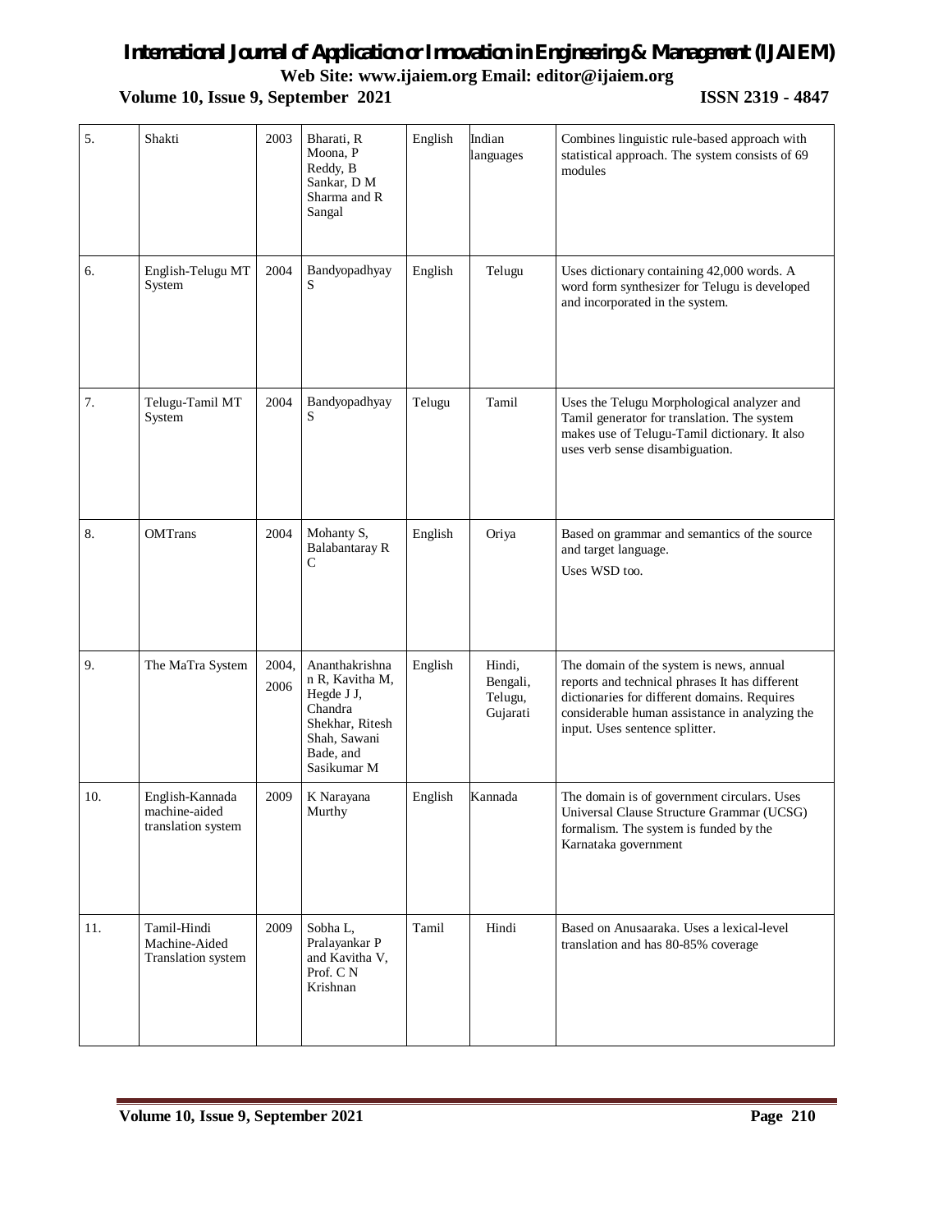| 5. | Shakti | 2003 | Bharati, R Moona, P Reddy, B Sankar, D M Sharma and R Sangal | English | Indian languages | Combines linguistic rule-based approach with statistical approach. The system consists of 69 modules |
|---|---|---|---|---|---|---|
| 6. | English-Telugu MT System | 2004 | Bandyopadhyay S | English | Telugu | Uses dictionary containing 42,000 words. A word form synthesizer for Telugu is developed and incorporated in the system. |
| 7. | Telugu-Tamil MT System | 2004 | Bandyopadhyay S | Telugu | Tamil | Uses the Telugu Morphological analyzer and Tamil generator for translation. The system makes use of Telugu-Tamil dictionary. It also uses verb sense disambiguation. |
| 8. | OMTrans | 2004 | Mohanty S, Balabantaray R C | English | Oriya | Based on grammar and semantics of the source and target language.<br>Uses WSD too. |
| 9. | The MaTra System | 2004, 2006 | Ananthakrishnan R, Kavitha M, Hegde J J, Chandra Shekhar, Ritesh Shah, Sawani Bade, and Sasikumar M | English | Hindi, Bengali, Telugu, Gujarati | The domain of the system is news, annual reports and technical phrases It has different dictionaries for different domains. Requires considerable human assistance in analyzing the input. Uses sentence splitter. |
| 10. | English-Kannada machine-aided translation system | 2009 | K Narayana Murthy | English | Kannada | The domain is of government circulars. Uses Universal Clause Structure Grammar (UCSG) formalism. The system is funded by the Karnataka government |
| 11. | Tamil-Hindi Machine-Aided Translation system | 2009 | Sobha L, Pralayankar P and Kavitha V, Prof. C N Krishnan | Tamil | Hindi | Based on Anusaaraka. Uses a lexical-level translation and has 80-85% coverage |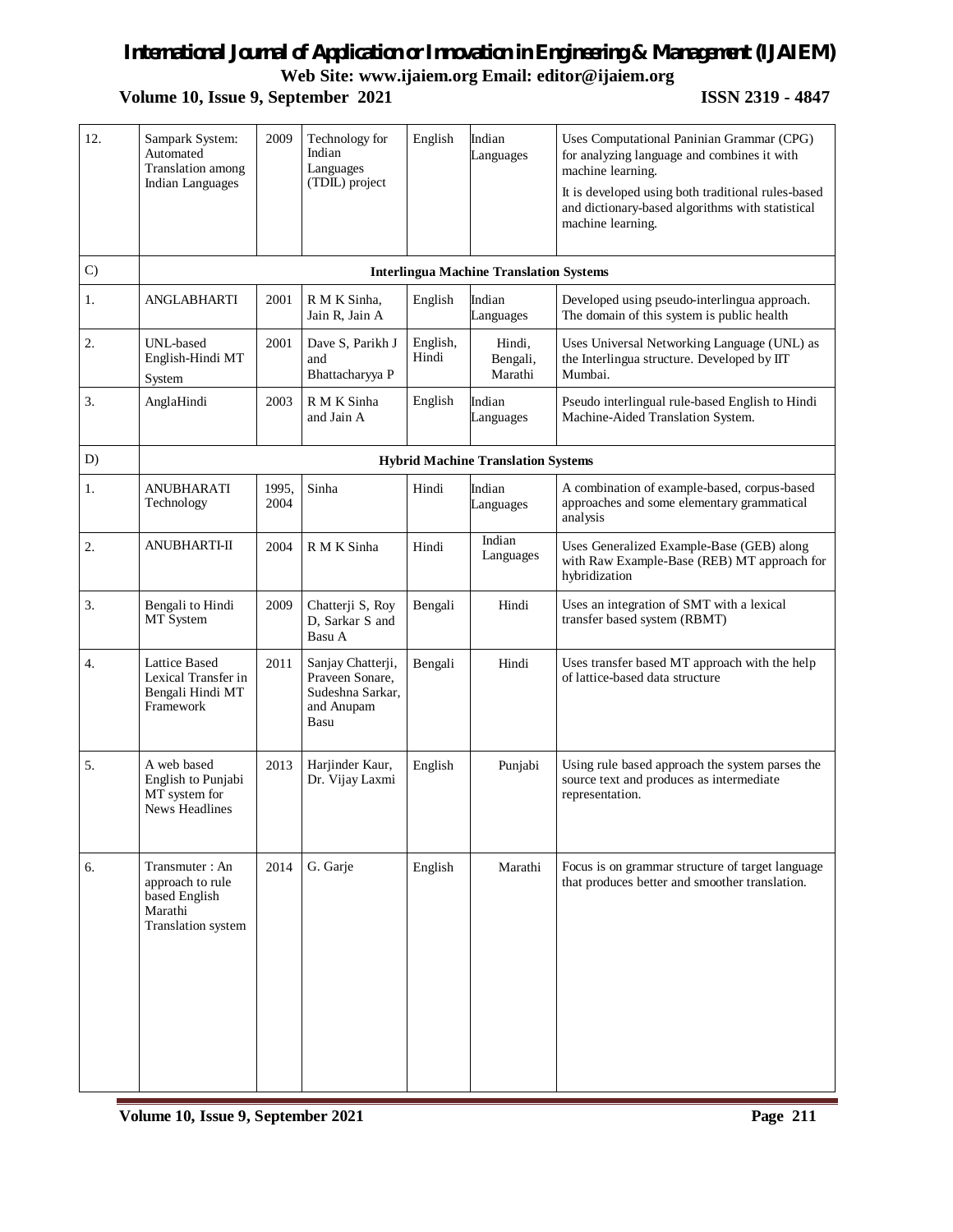| 12. | Sampark System: Automated Translation among Indian Languages | 2009 | Technology for Indian Languages (TDIL) project | English | Indian Languages | Uses Computational Paninian Grammar (CPG) for analyzing language and combines it with machine learning. It is developed using both traditional rules-based and dictionary-based algorithms with statistical machine learning. |
|---|---|---|---|---|---|---|
| C) | **Interlingua Machine Translation Systems** | | | | | |
| 1. | ANGLABHARTI | 2001 | R M K Sinha, Jain R, Jain A | English | Indian Languages | Developed using pseudo-interlingua approach. The domain of this system is public health |
| 2. | UNL-based English-Hindi MT System | 2001 | Dave S, Parikh J and Bhattacharyya P | English, Hindi | Hindi, Bengali, Marathi | Uses Universal Networking Language (UNL) as the Interlingua structure. Developed by IIT Mumbai. |
| 3. | AnglaHindi | 2003 | R M K Sinha and Jain A | English | Indian Languages | Pseudo interlingual rule-based English to Hindi Machine-Aided Translation System. |
| D) | **Hybrid Machine Translation Systems** | | | | | |
| 1. | ANUBHARATI Technology | 1995, 2004 | Sinha | Hindi | Indian Languages | A combination of example-based, corpus-based approaches and some elementary grammatical analysis |
| 2. | ANUBHARTI-II | 2004 | R M K Sinha | Hindi | Indian Languages | Uses Generalized Example-Base (GEB) along with Raw Example-Base (REB) MT approach for hybridization |
| 3. | Bengali to Hindi MT System | 2009 | Chatterji S, Roy D, Sarkar S and Basu A | Bengali | Hindi | Uses an integration of SMT with a lexical transfer based system (RBMT) |
| 4. | Lattice Based Lexical Transfer in Bengali Hindi MT Framework | 2011 | Sanjay Chatterji, Praveen Sonare, Sudeshna Sarkar, and Anupam Basu | Bengali | Hindi | Uses transfer based MT approach with the help of lattice-based data structure |
| 5. | A web based English to Punjabi MT system for News Headlines | 2013 | Harjinder Kaur, Dr. Vijay Laxmi | English | Punjabi | Using rule based approach the system parses the source text and produces as intermediate representation. |
| 6. | Transmuter : An approach to rule based English Marathi Translation system | 2014 | G. Garje | English | Marathi | Focus is on grammar structure of target language that produces better and smoother translation. |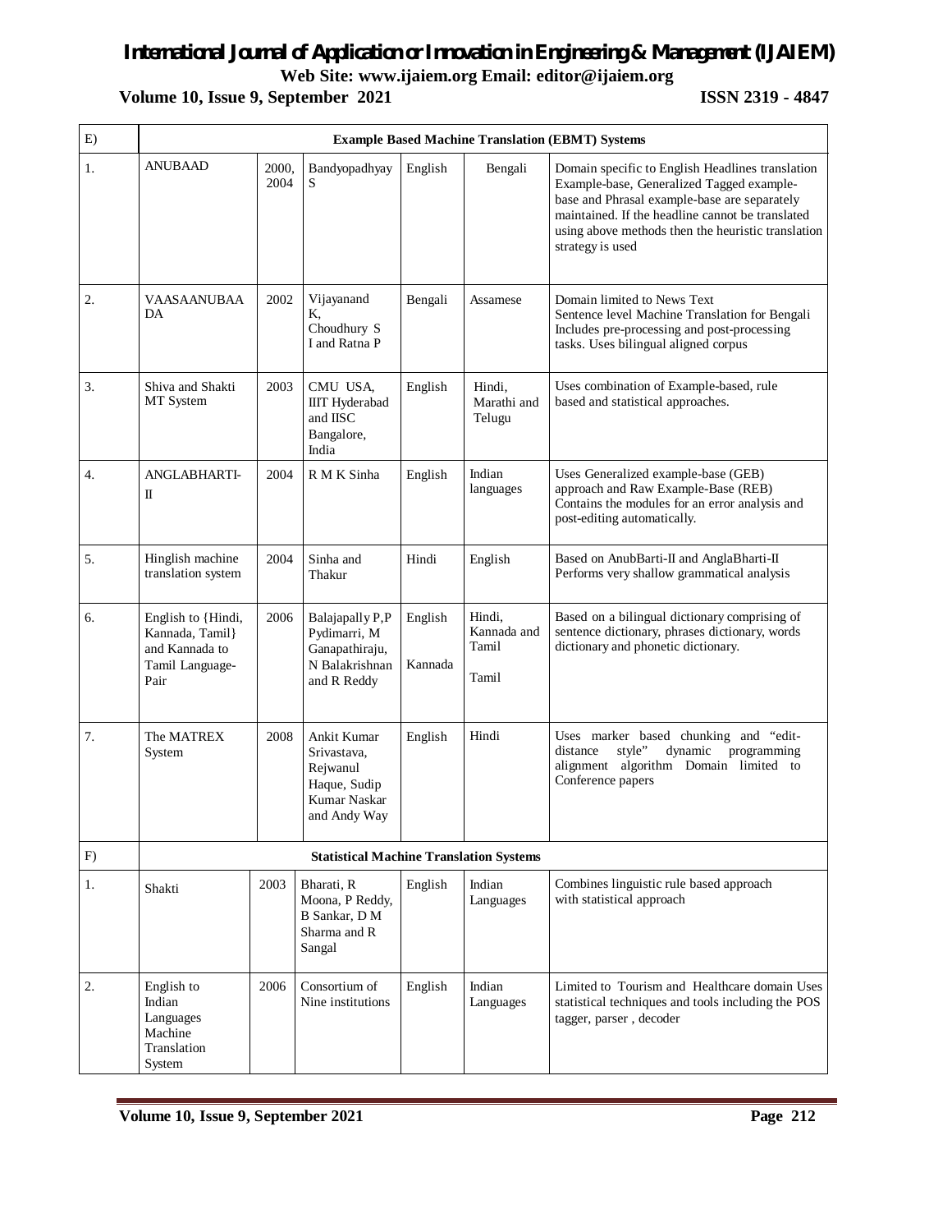| E) | Example Based Machine Translation (EBMT) Systems | | | | | |
|---|---|---|---|---|---|---|
| 1. | ANUBAAD | 2000, 2004 | Bandyopadhyay S | English | Bengali | Domain specific to English Headlines translation Example-base, Generalized Tagged example-base and Phrasal example-base are separately maintained. If the headline cannot be translated using above methods then the heuristic translation strategy is used |
| 2. | VAASAANUBAADA | 2002 | Vijayanand K, Choudhury S I and Ratna P | Bengali | Assamese | Domain limited to News Text Sentence level Machine Translation for Bengali Includes pre-processing and post-processing tasks. Uses bilingual aligned corpus |
| 3. | Shiva and Shakti MT System | 2003 | CMU USA, IIIT Hyderabad and IISC Bangalore, India | English | Hindi, Marathi and Telugu | Uses combination of Example-based, rule based and statistical approaches. |
| 4. | ANGLABHARTI-II | 2004 | R M K Sinha | English | Indian languages | Uses Generalized example-base (GEB) approach and Raw Example-Base (REB) Contains the modules for an error analysis and post-editing automatically. |
| 5. | Hinglish machine translation system | 2004 | Sinha and Thakur | Hindi | English | Based on AnubBarti-II and AnglaBharti-II Performs very shallow grammatical analysis |
| 6. | English to {Hindi, Kannada, Tamil} and Kannada to Tamil Language-Pair | 2006 | Balajapally P,P Pydimarri, M Ganapathiraju, N Balakrishnan and R Reddy | English<br>Kannada | Hindi, Kannada and Tamil<br>Tamil | Based on a bilingual dictionary comprising of sentence dictionary, phrases dictionary, words dictionary and phonetic dictionary. |
| 7. | The MATREX System | 2008 | Ankit Kumar Srivastava, Rejwanul Haque, Sudip Kumar Naskar and Andy Way | English | Hindi | Uses marker based chunking and "edit-distance style" dynamic programming alignment algorithm Domain limited to Conference papers |
| F) | Statistical Machine Translation Systems | | | | | |
| 1. | Shakti | 2003 | Bharati, R Moona, P Reddy, B Sankar, D M Sharma and R Sangal | English | Indian Languages | Combines linguistic rule based approach with statistical approach |
| 2. | English to Indian Languages Machine Translation System | 2006 | Consortium of Nine institutions | English | Indian Languages | Limited to Tourism and Healthcare domain Uses statistical techniques and tools including the POS tagger, parser , decoder |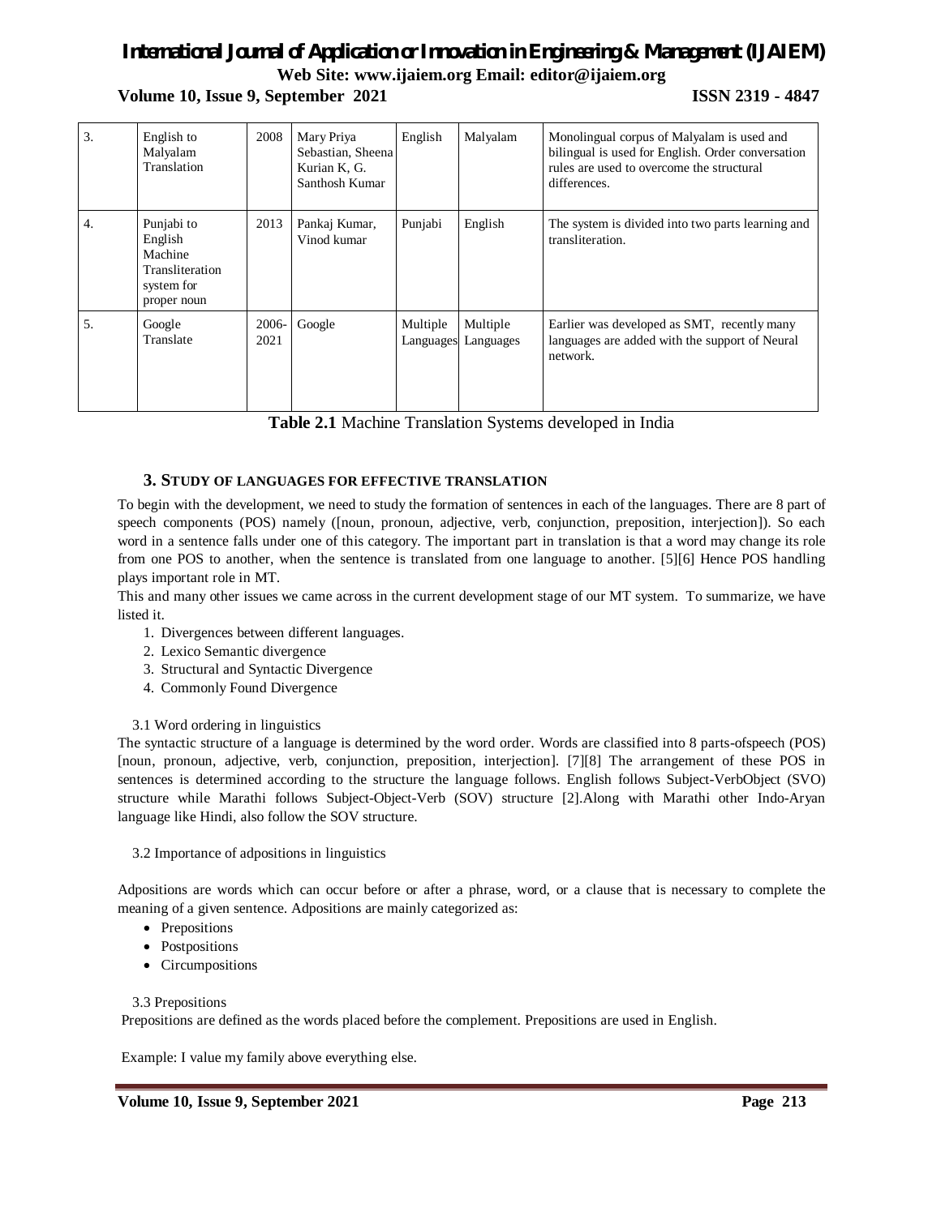| 3. | English to Malyalam Translation | 2008 | Mary Priya Sebastian, Sheena Kurian K, G. Santhosh Kumar | English | Malyalam | Monolingual corpus of Malyalam is used and bilingual is used for English. Order conversation rules are used to overcome the structural differences. |
|---|---|---|---|---|---|---|
| 4. | Punjabi to English Machine Transliteration system for proper noun | 2013 | Pankaj Kumar, Vinod kumar | Punjabi | English | The system is divided into two parts learning and transliteration. |
| 5. | Google Translate | 2006-2021 | Google | Multiple Languages | Multiple Languages | Earlier was developed as SMT, recently many languages are added with the support of Neural network. |

**Table 2.1** Machine Translation Systems developed in India

## 3. STUDY OF LANGUAGES FOR EFFECTIVE TRANSLATION

To begin with the development, we need to study the formation of sentences in each of the languages. There are 8 part of speech components (POS) namely ([noun, pronoun, adjective, verb, conjunction, preposition, interjection]). So each word in a sentence falls under one of this category. The important part in translation is that a word may change its role from one POS to another, when the sentence is translated from one language to another. [5][6] Hence POS handling plays important role in MT.

This and many other issues we came across in the current development stage of our MT system. To summarize, we have listed it.

1. Divergences between different languages.
2. Lexico Semantic divergence
3. Structural and Syntactic Divergence
4. Commonly Found Divergence

### 3.1 Word ordering in linguistics

The syntactic structure of a language is determined by the word order. Words are classified into 8 parts-ofspeech (POS) [noun, pronoun, adjective, verb, conjunction, preposition, interjection]. [7][8] The arrangement of these POS in sentences is determined according to the structure the language follows. English follows Subject-VerbObject (SVO) structure while Marathi follows Subject-Object-Verb (SOV) structure [2].Along with Marathi other Indo-Aryan language like Hindi, also follow the SOV structure.

### 3.2 Importance of adpositions in linguistics

Adpositions are words which can occur before or after a phrase, word, or a clause that is necessary to complete the meaning of a given sentence. Adpositions are mainly categorized as:

- Prepositions
- Postpositions
- Circumpositions

### 3.3 Prepositions

Prepositions are defined as the words placed before the complement. Prepositions are used in English.

Example: I value my family above everything else.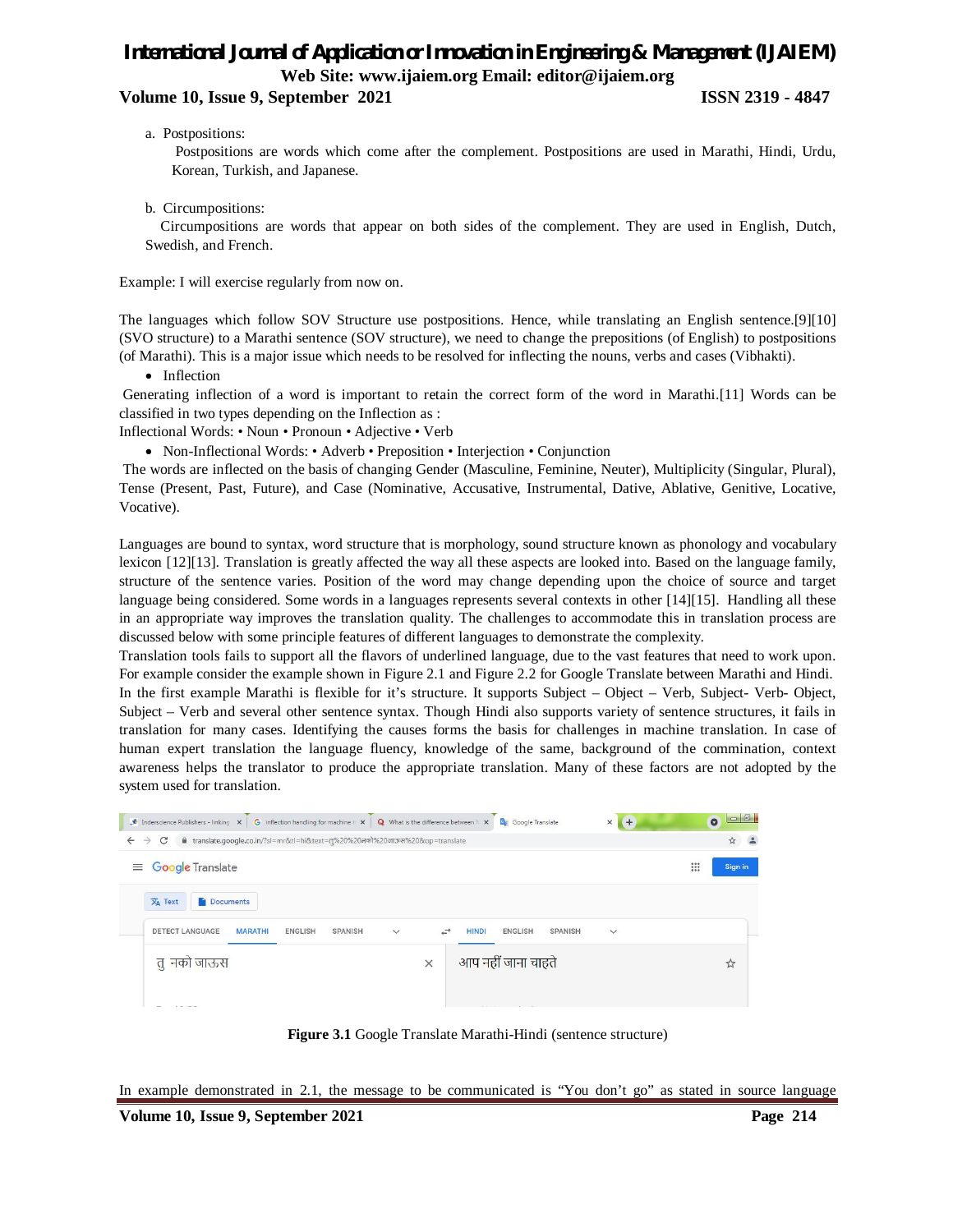a. Postpositions:

Postpositions are words which come after the complement. Postpositions are used in Marathi, Hindi, Urdu, Korean, Turkish, and Japanese.

b. Circumpositions:

Circumpositions are words that appear on both sides of the complement. They are used in English, Dutch, Swedish, and French.

Example: I will exercise regularly from now on.

The languages which follow SOV Structure use postpositions. Hence, while translating an English sentence.[9][10] (SVO structure) to a Marathi sentence (SOV structure), we need to change the prepositions (of English) to postpositions (of Marathi). This is a major issue which needs to be resolved for inflecting the nouns, verbs and cases (Vibhakti).

- Inflection

Generating inflection of a word is important to retain the correct form of the word in Marathi.[11] Words can be classified in two types depending on the Inflection as :

Inflectional Words: • Noun • Pronoun • Adjective • Verb

- Non-Inflectional Words: • Adverb • Preposition • Interjection • Conjunction

The words are inflected on the basis of changing Gender (Masculine, Feminine, Neuter), Multiplicity (Singular, Plural), Tense (Present, Past, Future), and Case (Nominative, Accusative, Instrumental, Dative, Ablative, Genitive, Locative, Vocative).

Languages are bound to syntax, word structure that is morphology, sound structure known as phonology and vocabulary lexicon [12][13]. Translation is greatly affected the way all these aspects are looked into. Based on the language family, structure of the sentence varies. Position of the word may change depending upon the choice of source and target language being considered. Some words in a languages represents several contexts in other [14][15]. Handling all these in an appropriate way improves the translation quality. The challenges to accommodate this in translation process are discussed below with some principle features of different languages to demonstrate the complexity.

Translation tools fails to support all the flavors of underlined language, due to the vast features that need to work upon. For example consider the example shown in Figure 2.1 and Figure 2.2 for Google Translate between Marathi and Hindi. In the first example Marathi is flexible for it's structure. It supports Subject – Object – Verb, Subject- Verb- Object, Subject – Verb and several other sentence syntax. Though Hindi also supports variety of sentence structures, it fails in translation for many cases. Identifying the causes forms the basis for challenges in machine translation. In case of human expert translation the language fluency, knowledge of the same, background of the commination, context awareness helps the translator to produce the appropriate translation. Many of these factors are not adopted by the system used for translation.

**Figure 3.1** Google Translate Marathi-Hindi (sentence structure)

In example demonstrated in 2.1, the message to be communicated is "You don't go" as stated in source language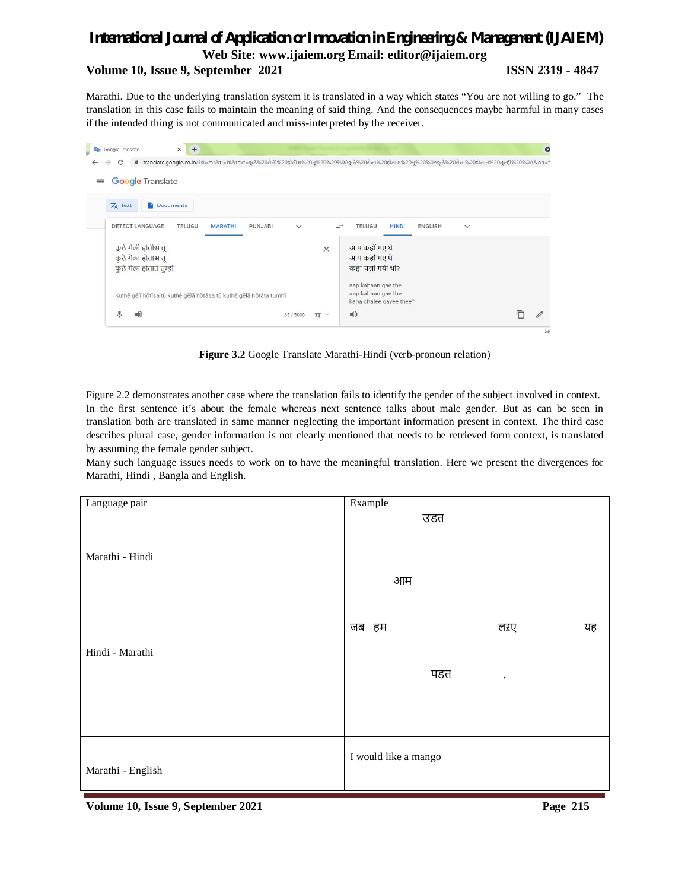Marathi. Due to the underlying translation system it is translated in a way which states "You are not willing to go." The translation in this case fails to maintain the meaning of said thing. And the consequences maybe harmful in many cases if the intended thing is not communicated and miss-interpreted by the receiver.

**Figure 3.2** Google Translate Marathi-Hindi (verb-pronoun relation)

Figure 2.2 demonstrates another case where the translation fails to identify the gender of the subject involved in context. In the first sentence it's about the female whereas next sentence talks about male gender. But as can be seen in translation both are translated in same manner neglecting the important information present in context. The third case describes plural case, gender information is not clearly mentioned that needs to be retrieved form context, is translated by assuming the female gender subject.

Many such language issues needs to work on to have the meaningful translation. Here we present the divergences for Marathi, Hindi , Bangla and English.

| Language pair | Example |
|---|---|
| Marathi - Hindi | उडत<br><br>आम |
| Hindi - Marathi | जब हम लड़ए यह<br><br>पडत . |
| Marathi - English | I would like a mango |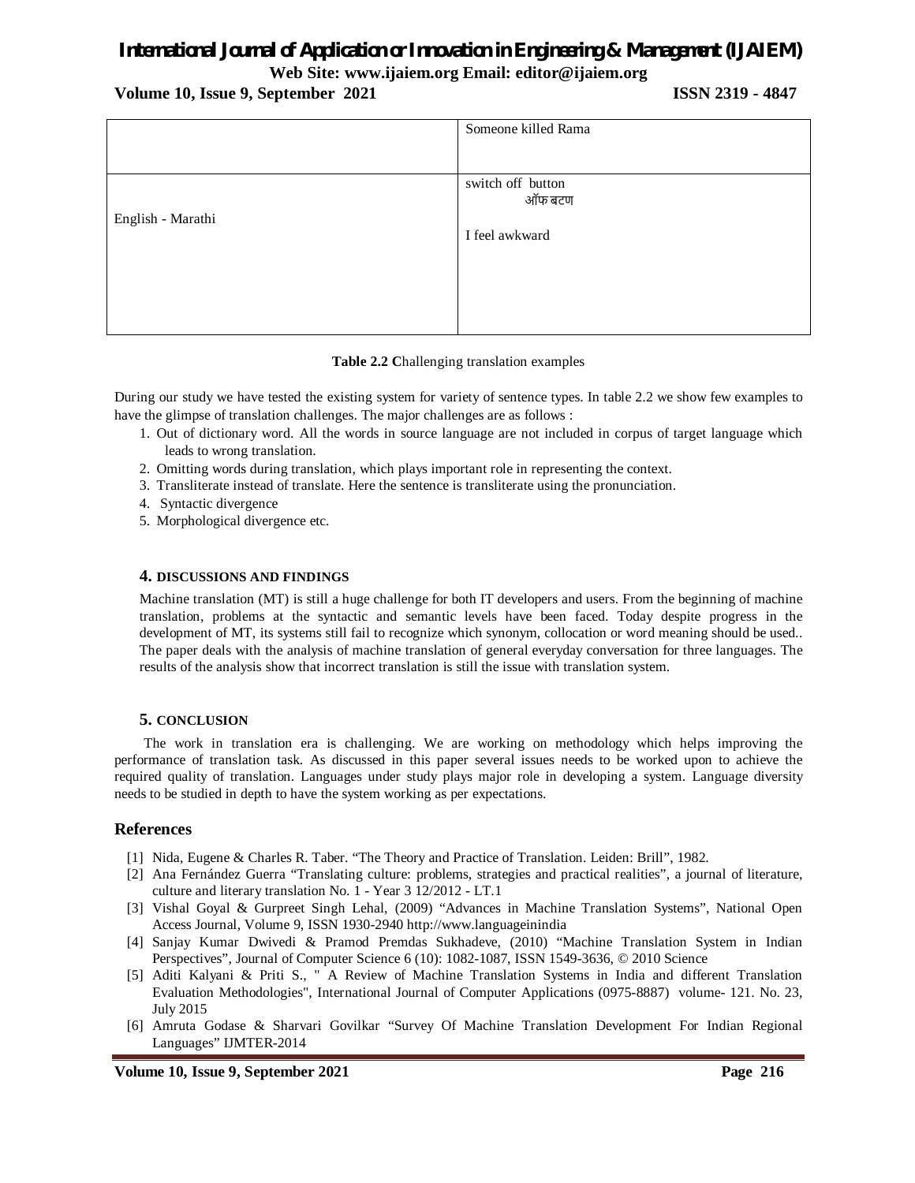| | |
|---|---|
| | Someone killed Rama |
| English - Marathi | switch off button<br>ऑफ बटण<br><br>I feel awkward |

**Table 2.2 C**hallenging translation examples

During our study we have tested the existing system for variety of sentence types. In table 2.2 we show few examples to have the glimpse of translation challenges. The major challenges are as follows :

1. Out of dictionary word. All the words in source language are not included in corpus of target language which leads to wrong translation.
2. Omitting words during translation, which plays important role in representing the context.
3. Transliterate instead of translate. Here the sentence is transliterate using the pronunciation.
4. Syntactic divergence
5. Morphological divergence etc.

### 4. DISCUSSIONS AND FINDINGS

Machine translation (MT) is still a huge challenge for both IT developers and users. From the beginning of machine translation, problems at the syntactic and semantic levels have been faced. Today despite progress in the development of MT, its systems still fail to recognize which synonym, collocation or word meaning should be used.. The paper deals with the analysis of machine translation of general everyday conversation for three languages. The results of the analysis show that incorrect translation is still the issue with translation system.

### 5. CONCLUSION

The work in translation era is challenging. We are working on methodology which helps improving the performance of translation task. As discussed in this paper several issues needs to be worked upon to achieve the required quality of translation. Languages under study plays major role in developing a system. Language diversity needs to be studied in depth to have the system working as per expectations.

## References

[1] Nida, Eugene & Charles R. Taber. "The Theory and Practice of Translation. Leiden: Brill", 1982.

[2] Ana Fernández Guerra "Translating culture: problems, strategies and practical realities", a journal of literature, culture and literary translation No. 1 - Year 3 12/2012 - LT.1

[3] Vishal Goyal & Gurpreet Singh Lehal, (2009) "Advances in Machine Translation Systems", National Open Access Journal, Volume 9, ISSN 1930-2940 http://www.languageinindia

[4] Sanjay Kumar Dwivedi & Pramod Premdas Sukhadeve, (2010) "Machine Translation System in Indian Perspectives", Journal of Computer Science 6 (10): 1082-1087, ISSN 1549-3636, © 2010 Science

[5] Aditi Kalyani & Priti S., " A Review of Machine Translation Systems in India and different Translation Evaluation Methodologies", International Journal of Computer Applications (0975-8887) volume- 121. No. 23, July 2015

[6] Amruta Godase & Sharvari Govilkar "Survey Of Machine Translation Development For Indian Regional Languages" IJMTER-2014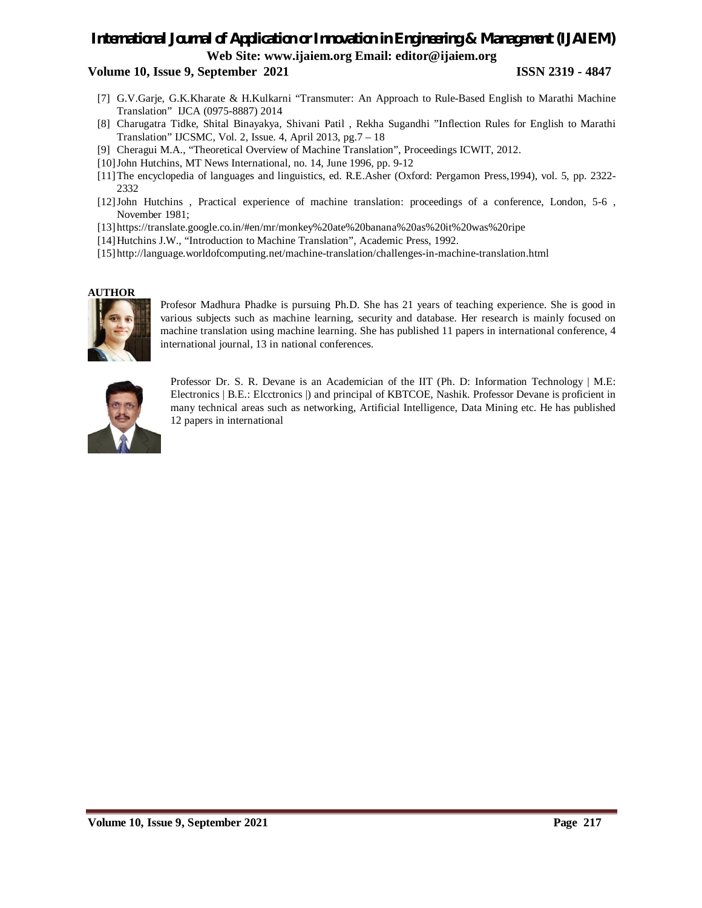[7] G.V.Garje, G.K.Kharate & H.Kulkarni "Transmuter: An Approach to Rule-Based English to Marathi Machine Translation" IJCA (0975-8887) 2014

[8] Charugatra Tidke, Shital Binayakya, Shivani Patil , Rekha Sugandhi "Inflection Rules for English to Marathi Translation" IJCSMC, Vol. 2, Issue. 4, April 2013, pg.7 – 18

[9] Cheragui M.A., "Theoretical Overview of Machine Translation", Proceedings ICWIT, 2012.

[10] John Hutchins, MT News International, no. 14, June 1996, pp. 9-12

[11] The encyclopedia of languages and linguistics, ed. R.E.Asher (Oxford: Pergamon Press,1994), vol. 5, pp. 2322-2332

[12] John Hutchins , Practical experience of machine translation: proceedings of a conference, London, 5-6 , November 1981;

[13] https://translate.google.co.in/#en/mr/monkey%20ate%20banana%20as%20it%20was%20ripe

[14] Hutchins J.W., "Introduction to Machine Translation", Academic Press, 1992.

[15] http://language.worldofcomputing.net/machine-translation/challenges-in-machine-translation.html

**AUTHOR**

Profesor Madhura Phadke is pursuing Ph.D. She has 21 years of teaching experience. She is good in various subjects such as machine learning, security and database. Her research is mainly focused on machine translation using machine learning. She has published 11 papers in international conference, 4 international journal, 13 in national conferences.

Professor Dr. S. R. Devane is an Academician of the IIT (Ph. D: Information Technology | M.E: Electronics | B.E.: Elcctronics |) and principal of KBTCOE, Nashik. Professor Devane is proficient in many technical areas such as networking, Artificial Intelligence, Data Mining etc. He has published 12 papers in international